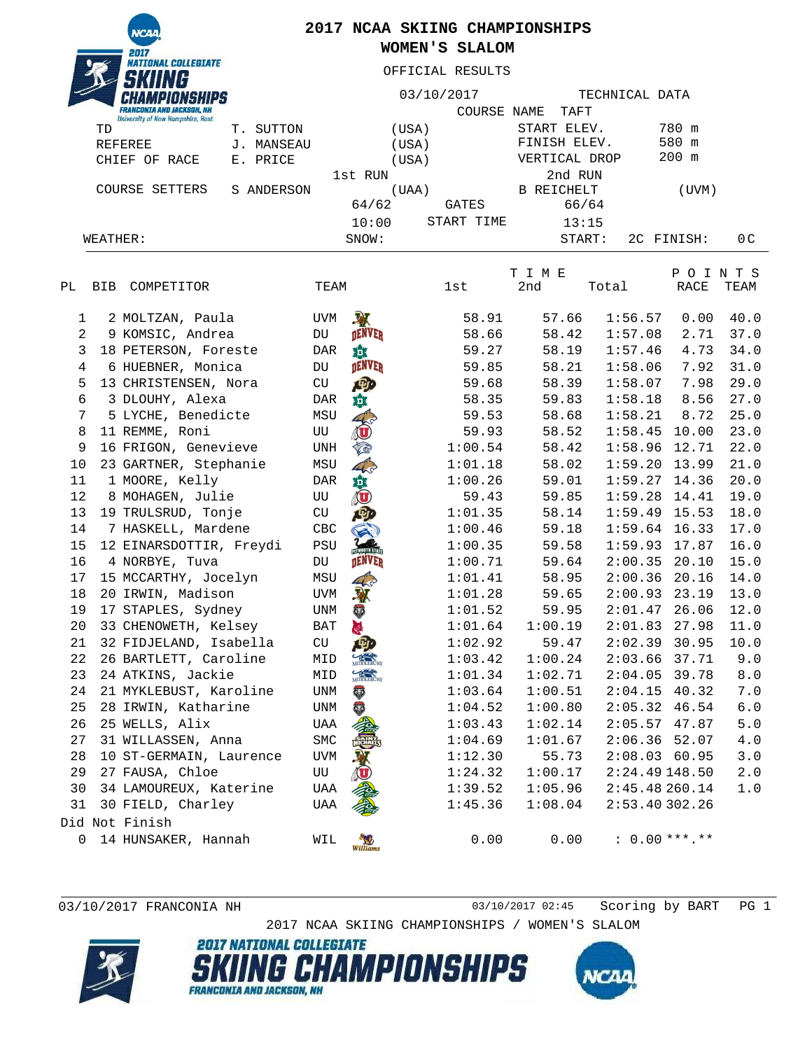# 2017 NCAA SKIING CHAMPIONSHIPS

## WOMEN'S SLALOM

OFFICIAL RESULTS

03/10/2017

COURSE NAME TAFT

| | | | TECHNICAL DATA | |
|---|---|---|---|---|
| TD | T. SUTTON | (USA) | START ELEV. | 780 m |
| REFEREE | J. MANSEAU | (USA) | FINISH ELEV. | 580 m |
| CHIEF OF RACE | E. PRICE | (USA) | VERTICAL DROP | 200 m |

| | 1st RUN | | | 2nd RUN | |
|---|---|---|---|---|---|
| COURSE SETTERS | S ANDERSON | (UAA) | | B REICHELT | (UVM) |
| | 64/62 | | GATES | 66/64 | |
| | 10:00 | | START TIME | 13:15 | |

WEATHER: SNOW: START: 2C FINISH: 0C

| PL | BIB | COMPETITOR | TEAM | 1st | 2nd | Total | RACE | TEAM |
|---|---|---|---|---|---|---|---|---|
| 1 | 2 | MOLTZAN, Paula | UVM | 58.91 | 57.66 | 1:56.57 | 0.00 | 40.0 |
| 2 | 9 | KOMSIC, Andrea | DU | 58.66 | 58.42 | 1:57.08 | 2.71 | 37.0 |
| 3 | 18 | PETERSON, Foreste | DAR | 59.27 | 58.19 | 1:57.46 | 4.73 | 34.0 |
| 4 | 6 | HUEBNER, Monica | DU | 59.85 | 58.21 | 1:58.06 | 7.92 | 31.0 |
| 5 | 13 | CHRISTENSEN, Nora | CU | 59.68 | 58.39 | 1:58.07 | 7.98 | 29.0 |
| 6 | 3 | DLOUHY, Alexa | DAR | 58.35 | 59.83 | 1:58.18 | 8.56 | 27.0 |
| 7 | 5 | LYCHE, Benedicte | MSU | 59.53 | 58.68 | 1:58.21 | 8.72 | 25.0 |
| 8 | 11 | REMME, Roni | UU | 59.93 | 58.52 | 1:58.45 | 10.00 | 23.0 |
| 9 | 16 | FRIGON, Genevieve | UNH | 1:00.54 | 58.42 | 1:58.96 | 12.71 | 22.0 |
| 10 | 23 | GARTNER, Stephanie | MSU | 1:01.18 | 58.02 | 1:59.20 | 13.99 | 21.0 |
| 11 | 1 | MOORE, Kelly | DAR | 1:00.26 | 59.01 | 1:59.27 | 14.36 | 20.0 |
| 12 | 8 | MOHAGEN, Julie | UU | 59.43 | 59.85 | 1:59.28 | 14.41 | 19.0 |
| 13 | 19 | TRULSRUD, Tonje | CU | 1:01.35 | 58.14 | 1:59.49 | 15.53 | 18.0 |
| 14 | 7 | HASKELL, Mardene | CBC | 1:00.46 | 59.18 | 1:59.64 | 16.33 | 17.0 |
| 15 | 12 | EINARSDOTTIR, Freydi | PSU | 1:00.35 | 59.58 | 1:59.93 | 17.87 | 16.0 |
| 16 | 4 | NORBYE, Tuva | DU | 1:00.71 | 59.64 | 2:00.35 | 20.10 | 15.0 |
| 17 | 15 | MCCARTHY, Jocelyn | MSU | 1:01.41 | 58.95 | 2:00.36 | 20.16 | 14.0 |
| 18 | 20 | IRWIN, Madison | UVM | 1:01.28 | 59.65 | 2:00.93 | 23.19 | 13.0 |
| 19 | 17 | STAPLES, Sydney | UNM | 1:01.52 | 59.95 | 2:01.47 | 26.06 | 12.0 |
| 20 | 33 | CHENOWETH, Kelsey | BAT | 1:01.64 | 1:00.19 | 2:01.83 | 27.98 | 11.0 |
| 21 | 32 | FIDJELAND, Isabella | CU | 1:02.92 | 59.47 | 2:02.39 | 30.95 | 10.0 |
| 22 | 26 | BARTLETT, Caroline | MID | 1:03.42 | 1:00.24 | 2:03.66 | 37.71 | 9.0 |
| 23 | 24 | ATKINS, Jackie | MID | 1:01.34 | 1:02.71 | 2:04.05 | 39.78 | 8.0 |
| 24 | 21 | MYKLEBUST, Karoline | UNM | 1:03.64 | 1:00.51 | 2:04.15 | 40.32 | 7.0 |
| 25 | 28 | IRWIN, Katharine | UNM | 1:04.52 | 1:00.80 | 2:05.32 | 46.54 | 6.0 |
| 26 | 25 | WELLS, Alix | UAA | 1:03.43 | 1:02.14 | 2:05.57 | 47.87 | 5.0 |
| 27 | 31 | WILLASSEN, Anna | SMC | 1:04.69 | 1:01.67 | 2:06.36 | 52.07 | 4.0 |
| 28 | 10 | ST-GERMAIN, Laurence | UVM | 1:12.30 | 55.73 | 2:08.03 | 60.95 | 3.0 |
| 29 | 27 | FAUSA, Chloe | UU | 1:24.32 | 1:00.17 | 2:24.49 | 148.50 | 2.0 |
| 30 | 34 | LAMOUREUX, Katerine | UAA | 1:39.52 | 1:05.96 | 2:45.48 | 260.14 | 1.0 |
| 31 | 30 | FIELD, Charley | UAA | 1:45.36 | 1:08.04 | 2:53.40 | 302.26 | |
| Did Not Finish | | | | | | | | |
| 0 | 14 | HUNSAKER, Hannah | WIL | 0.00 | 0.00 | : 0.00 | ***.** | |

03/10/2017 FRANCONIA NH 03/10/2017 02:45 Scoring by BART

2017 NCAA SKIING CHAMPIONSHIPS / WOMEN'S SLALOM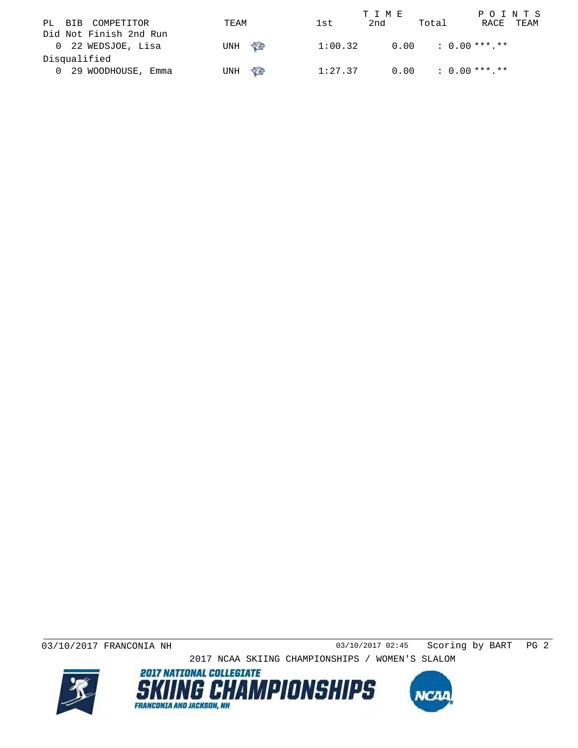| PL | BIB | COMPETITOR | TEAM | TIME 1st | 2nd | Total | POINTS RACE | TEAM |
|---|---|---|---|---|---|---|---|---|
| Did Not Finish 2nd Run | | | | | | | | |
| 0 | 22 | WEDSJOE, Lisa | UNH | 1:00.32 | 0.00 | : 0.00 | ***.** | |
| Disqualified | | | | | | | | |
| 0 | 29 | WOODHOUSE, Emma | UNH | 1:27.37 | 0.00 | : 0.00 | ***.** | |

03/10/2017 FRANCONIA NH 03/10/2017 02:45 Scoring by BART

2017 NCAA SKIING CHAMPIONSHIPS / WOMEN'S SLALOM

2017 NATIONAL COLLEGIATE SKIING CHAMPIONSHIPS FRANCONIA AND JACKSON, NH